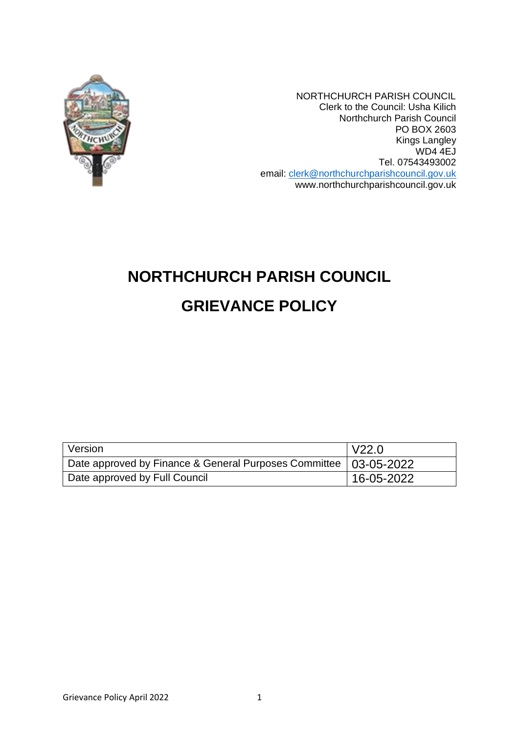NORTHCHURCH PARISH COUNCIL
Clerk to the Council: Usha Kilich
Northchurch Parish Council
PO BOX 2603
Kings Langley
WD4 4EJ
Tel. 07543493002
email: clerk@northchurchparishcouncil.gov.uk
www.northchurchparishcouncil.gov.uk

# NORTHCHURCH PARISH COUNCIL

# GRIEVANCE POLICY

| Version | V22.0 |
|---|---|
| Date approved by Finance & General Purposes Committee | 03-05-2022 |
| Date approved by Full Council | 16-05-2022 |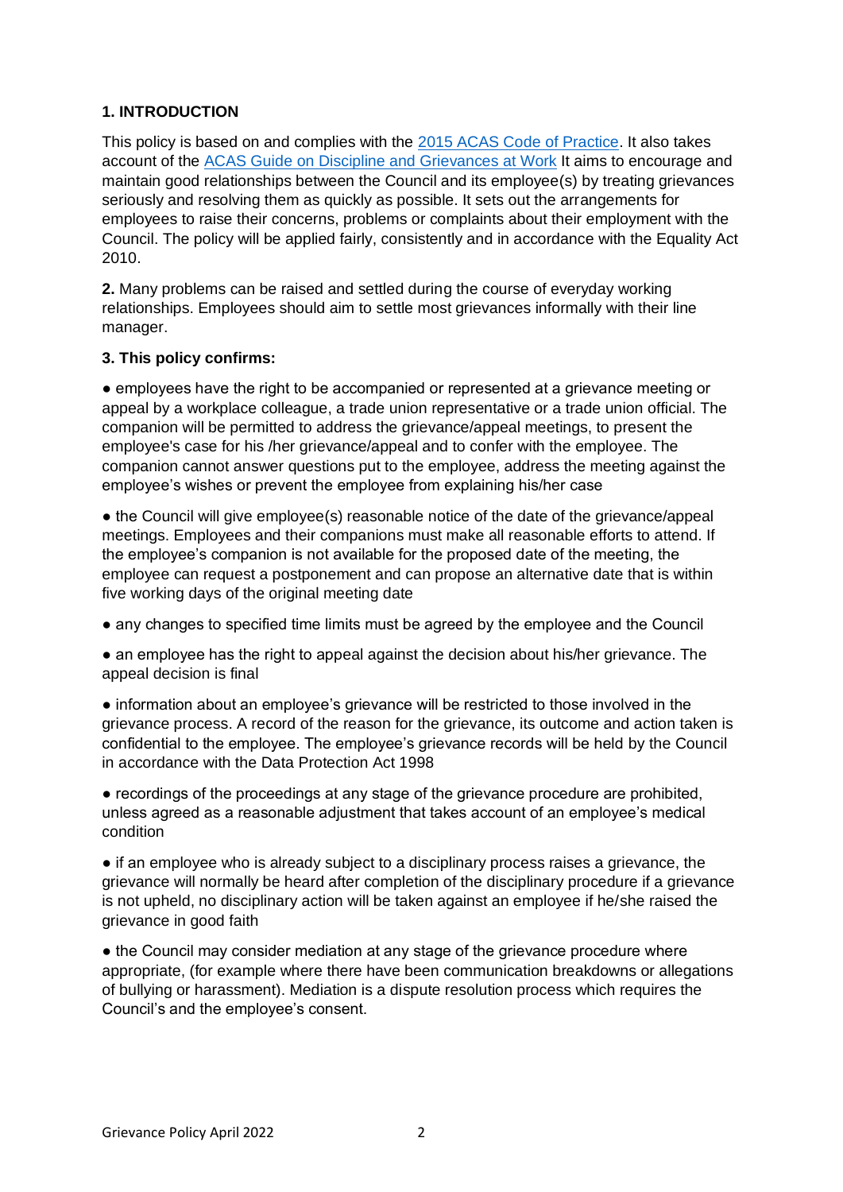**1. INTRODUCTION**

This policy is based on and complies with the [2015 ACAS Code of Practice](). It also takes account of the [ACAS Guide on Discipline and Grievances at Work]() It aims to encourage and maintain good relationships between the Council and its employee(s) by treating grievances seriously and resolving them as quickly as possible. It sets out the arrangements for employees to raise their concerns, problems or complaints about their employment with the Council. The policy will be applied fairly, consistently and in accordance with the Equality Act 2010.

**2.** Many problems can be raised and settled during the course of everyday working relationships. Employees should aim to settle most grievances informally with their line manager.

**3. This policy confirms:**

- employees have the right to be accompanied or represented at a grievance meeting or appeal by a workplace colleague, a trade union representative or a trade union official. The companion will be permitted to address the grievance/appeal meetings, to present the employee's case for his /her grievance/appeal and to confer with the employee. The companion cannot answer questions put to the employee, address the meeting against the employee's wishes or prevent the employee from explaining his/her case

- the Council will give employee(s) reasonable notice of the date of the grievance/appeal meetings. Employees and their companions must make all reasonable efforts to attend. If the employee's companion is not available for the proposed date of the meeting, the employee can request a postponement and can propose an alternative date that is within five working days of the original meeting date

- any changes to specified time limits must be agreed by the employee and the Council

- an employee has the right to appeal against the decision about his/her grievance. The appeal decision is final

- information about an employee's grievance will be restricted to those involved in the grievance process. A record of the reason for the grievance, its outcome and action taken is confidential to the employee. The employee's grievance records will be held by the Council in accordance with the Data Protection Act 1998

- recordings of the proceedings at any stage of the grievance procedure are prohibited, unless agreed as a reasonable adjustment that takes account of an employee's medical condition

- if an employee who is already subject to a disciplinary process raises a grievance, the grievance will normally be heard after completion of the disciplinary procedure if a grievance is not upheld, no disciplinary action will be taken against an employee if he/she raised the grievance in good faith

- the Council may consider mediation at any stage of the grievance procedure where appropriate, (for example where there have been communication breakdowns or allegations of bullying or harassment). Mediation is a dispute resolution process which requires the Council's and the employee's consent.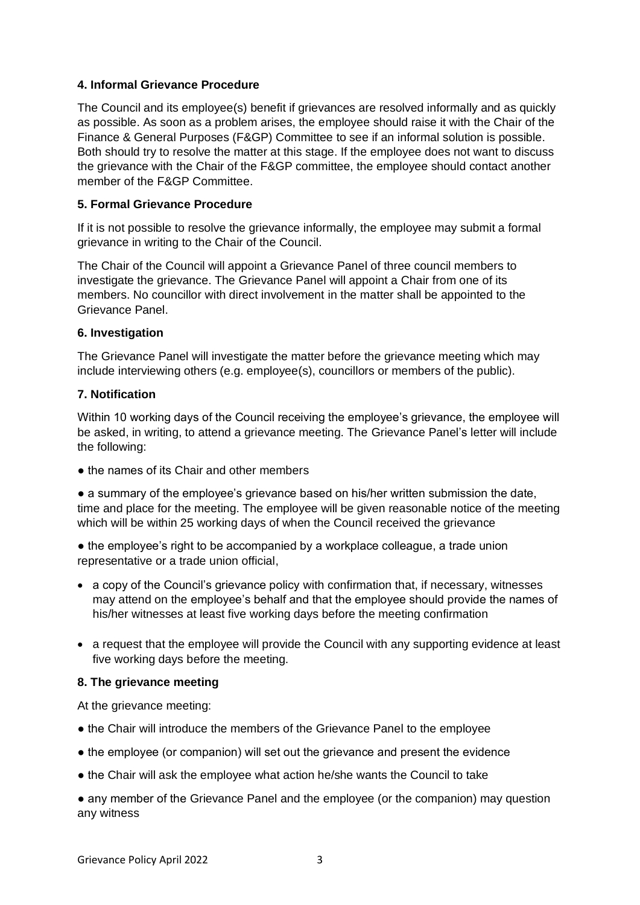### 4. Informal Grievance Procedure

The Council and its employee(s) benefit if grievances are resolved informally and as quickly as possible. As soon as a problem arises, the employee should raise it with the Chair of the Finance & General Purposes (F&GP) Committee to see if an informal solution is possible. Both should try to resolve the matter at this stage. If the employee does not want to discuss the grievance with the Chair of the F&GP committee, the employee should contact another member of the F&GP Committee.

### 5. Formal Grievance Procedure

If it is not possible to resolve the grievance informally, the employee may submit a formal grievance in writing to the Chair of the Council.

The Chair of the Council will appoint a Grievance Panel of three council members to investigate the grievance. The Grievance Panel will appoint a Chair from one of its members. No councillor with direct involvement in the matter shall be appointed to the Grievance Panel.

### 6. Investigation

The Grievance Panel will investigate the matter before the grievance meeting which may include interviewing others (e.g. employee(s), councillors or members of the public).

### 7. Notification

Within 10 working days of the Council receiving the employee's grievance, the employee will be asked, in writing, to attend a grievance meeting. The Grievance Panel's letter will include the following:

- the names of its Chair and other members
- a summary of the employee's grievance based on his/her written submission the date, time and place for the meeting. The employee will be given reasonable notice of the meeting which will be within 25 working days of when the Council received the grievance
- the employee's right to be accompanied by a workplace colleague, a trade union representative or a trade union official,
- a copy of the Council's grievance policy with confirmation that, if necessary, witnesses may attend on the employee's behalf and that the employee should provide the names of his/her witnesses at least five working days before the meeting confirmation
- a request that the employee will provide the Council with any supporting evidence at least five working days before the meeting.

### 8. The grievance meeting

At the grievance meeting:

- the Chair will introduce the members of the Grievance Panel to the employee
- the employee (or companion) will set out the grievance and present the evidence
- the Chair will ask the employee what action he/she wants the Council to take
- any member of the Grievance Panel and the employee (or the companion) may question any witness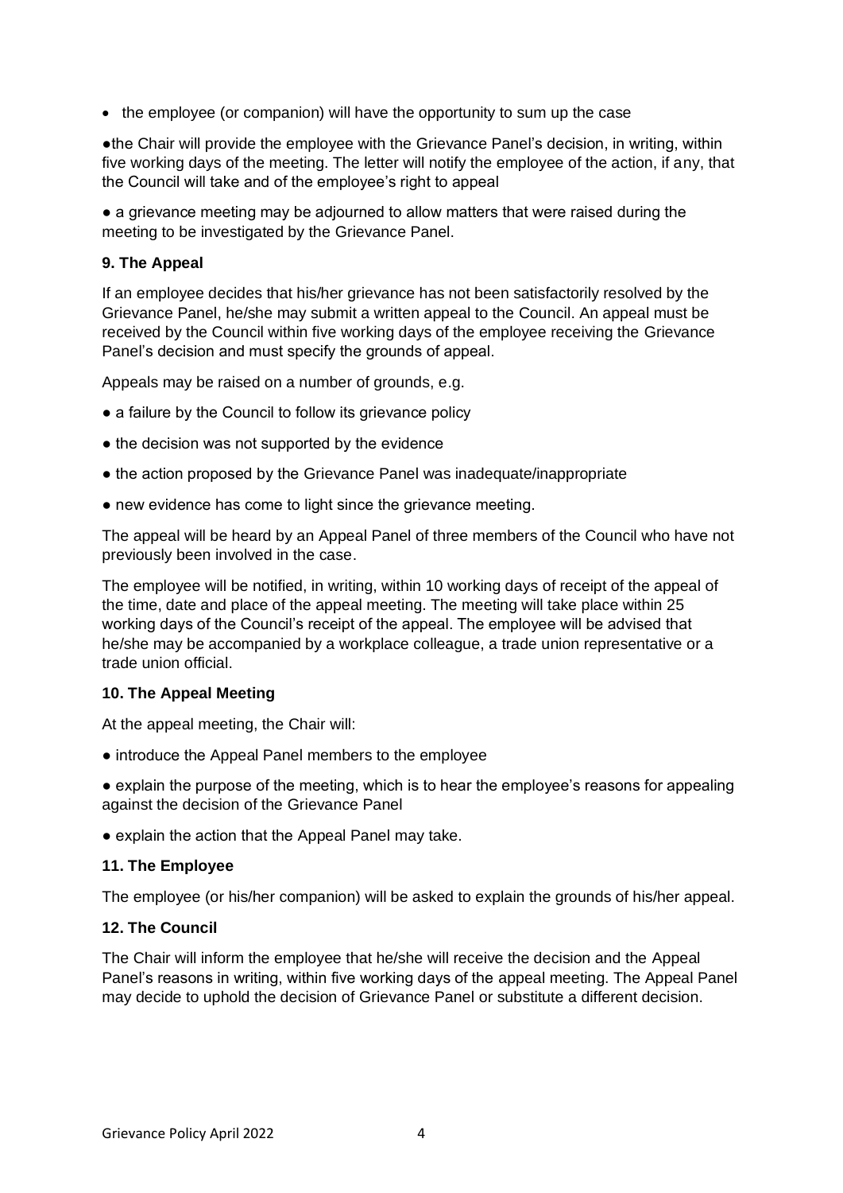- the employee (or companion) will have the opportunity to sum up the case
- the Chair will provide the employee with the Grievance Panel's decision, in writing, within five working days of the meeting. The letter will notify the employee of the action, if any, that the Council will take and of the employee's right to appeal
- a grievance meeting may be adjourned to allow matters that were raised during the meeting to be investigated by the Grievance Panel.

**9. The Appeal**

If an employee decides that his/her grievance has not been satisfactorily resolved by the Grievance Panel, he/she may submit a written appeal to the Council. An appeal must be received by the Council within five working days of the employee receiving the Grievance Panel's decision and must specify the grounds of appeal.

Appeals may be raised on a number of grounds, e.g.

- a failure by the Council to follow its grievance policy
- the decision was not supported by the evidence
- the action proposed by the Grievance Panel was inadequate/inappropriate
- new evidence has come to light since the grievance meeting.

The appeal will be heard by an Appeal Panel of three members of the Council who have not previously been involved in the case.

The employee will be notified, in writing, within 10 working days of receipt of the appeal of the time, date and place of the appeal meeting. The meeting will take place within 25 working days of the Council's receipt of the appeal. The employee will be advised that he/she may be accompanied by a workplace colleague, a trade union representative or a trade union official.

**10. The Appeal Meeting**

At the appeal meeting, the Chair will:

- introduce the Appeal Panel members to the employee
- explain the purpose of the meeting, which is to hear the employee's reasons for appealing against the decision of the Grievance Panel
- explain the action that the Appeal Panel may take.

**11. The Employee**

The employee (or his/her companion) will be asked to explain the grounds of his/her appeal.

**12. The Council**

The Chair will inform the employee that he/she will receive the decision and the Appeal Panel's reasons in writing, within five working days of the appeal meeting. The Appeal Panel may decide to uphold the decision of Grievance Panel or substitute a different decision.